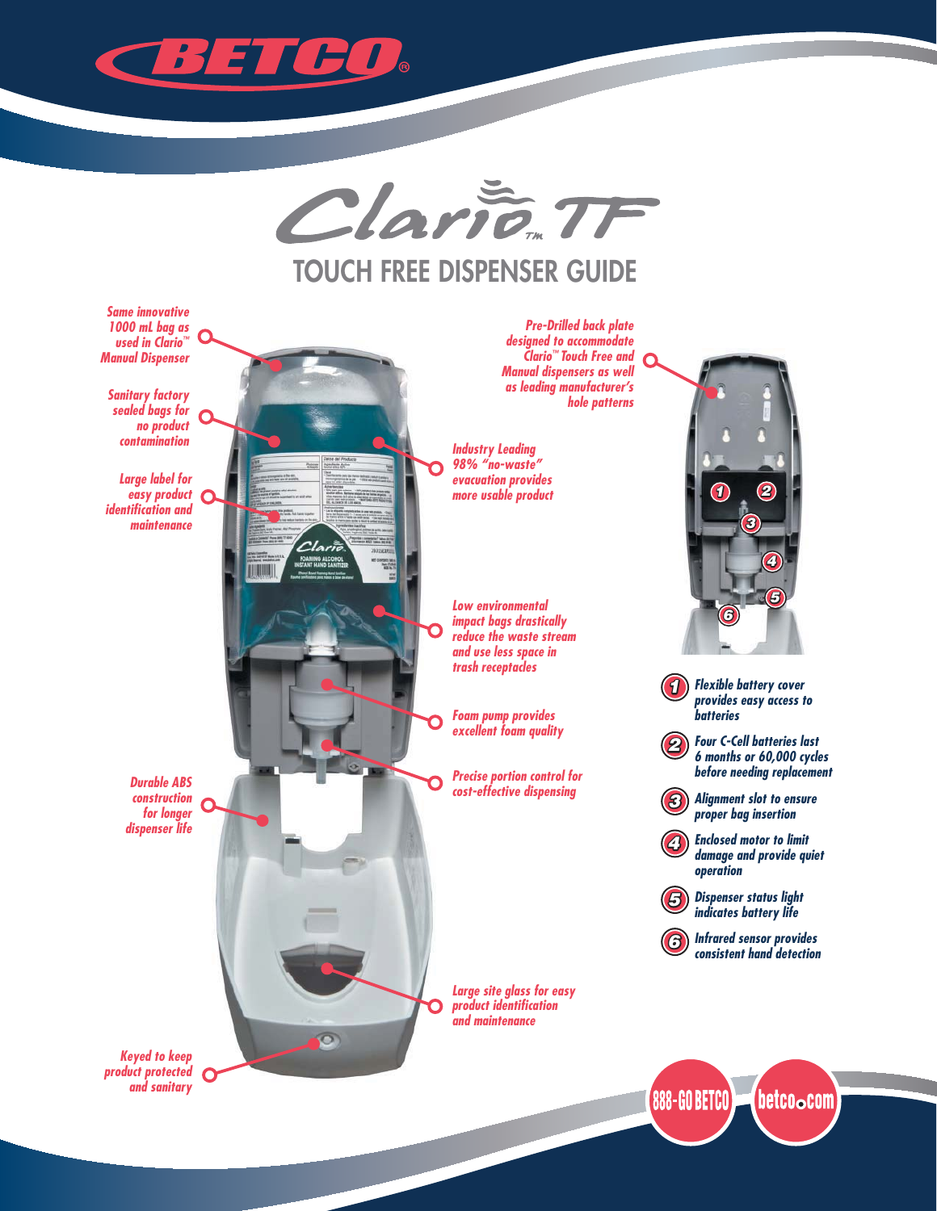# BETCO®

## Clario™ TF

## TOUCH FREE DISPENSER GUIDE

*Same innovative 1000 mL bag as used in Clario™ Manual Dispenser*

*Sanitary factory sealed bags for no product contamination*

*Large label for easy product identification and maintenance*

*Durable ABS construction for longer dispenser life*

*Keyed to keep product protected and sanitary*

*Pre-Drilled back plate designed to accommodate Clario™ Touch Free and Manual dispensers as well as leading manufacturer's hole patterns*

*Industry Leading 98% "no-waste" evacuation provides more usable product*

*Low environmental impact bags drastically reduce the waste stream and use less space in trash receptacles*

*Foam pump provides excellent foam quality*

*Precise portion control for cost-effective dispensing*

*Large site glass for easy product identification and maintenance*

1. *Flexible battery cover provides easy access to batteries*
2. *Four C-Cell batteries last 6 months or 60,000 cycles before needing replacement*
3. *Alignment slot to ensure proper bag insertion*
4. *Enclosed motor to limit damage and provide quiet operation*
5. *Dispenser status light indicates battery life*
6. *Infrared sensor provides consistent hand detection*

888-GO BETCO | betco.com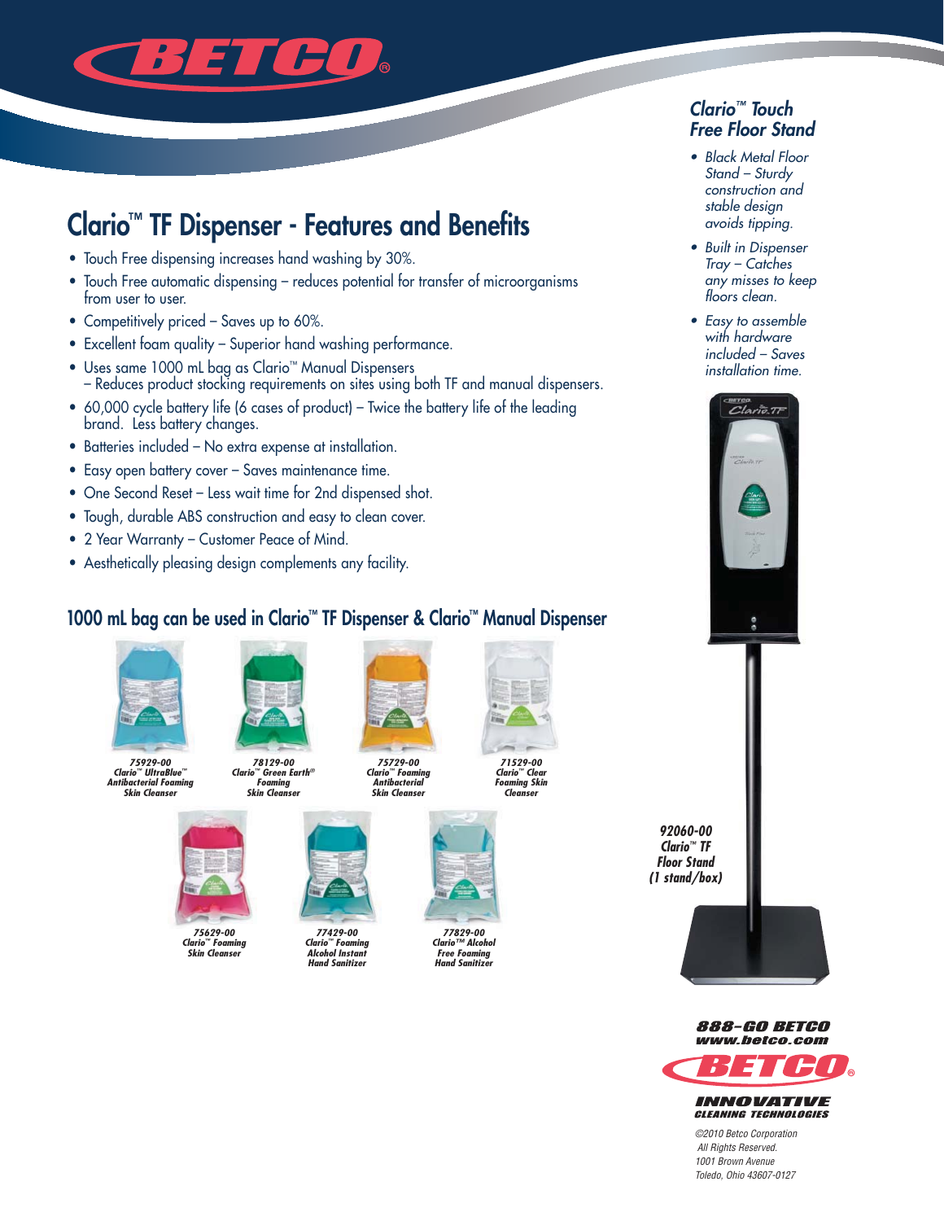# Clario™ TF Dispenser - Features and Benefits

- Touch Free dispensing increases hand washing by 30%.
- Touch Free automatic dispensing – reduces potential for transfer of microorganisms from user to user.
- Competitively priced – Saves up to 60%.
- Excellent foam quality – Superior hand washing performance.
- Uses same 1000 mL bag as Clario™ Manual Dispensers – Reduces product stocking requirements on sites using both TF and manual dispensers.
- 60,000 cycle battery life (6 cases of product) – Twice the battery life of the leading brand. Less battery changes.
- Batteries included – No extra expense at installation.
- Easy open battery cover – Saves maintenance time.
- One Second Reset – Less wait time for 2nd dispensed shot.
- Tough, durable ABS construction and easy to clean cover.
- 2 Year Warranty – Customer Peace of Mind.
- Aesthetically pleasing design complements any facility.

## 1000 mL bag can be used in Clario™ TF Dispenser & Clario™ Manual Dispenser

***75929-00***
***Clario™ UltraBlue™ Antibacterial Foaming Skin Cleanser***

***78129-00***
***Clario™ Green Earth® Foaming Skin Cleanser***

***75729-00***
***Clario™ Foaming Antibacterial Skin Cleanser***

***71529-00***
***Clario™ Clear Foaming Skin Cleanser***

***75629-00***
***Clario™ Foaming Skin Cleanser***

***77429-00***
***Clario™ Foaming Alcohol Instant Hand Sanitizer***

***77829-00***
***Clario™ Alcohol Free Foaming Hand Sanitizer***

## *Clario™ Touch Free Floor Stand*

- *Black Metal Floor Stand – Sturdy construction and stable design avoids tipping.*
- *Built in Dispenser Tray – Catches any misses to keep floors clean.*
- *Easy to assemble with hardware included – Saves installation time.*

***92060-00***
***Clario™ TF Floor Stand (1 stand/box)***

**888-GO BETCO**
**www.betco.com**

**BETCO®**
**INNOVATIVE CLEANING TECHNOLOGIES**

*©2010 Betco Corporation*
*All Rights Reserved.*
*1001 Brown Avenue*
*Toledo, Ohio 43607-0127*